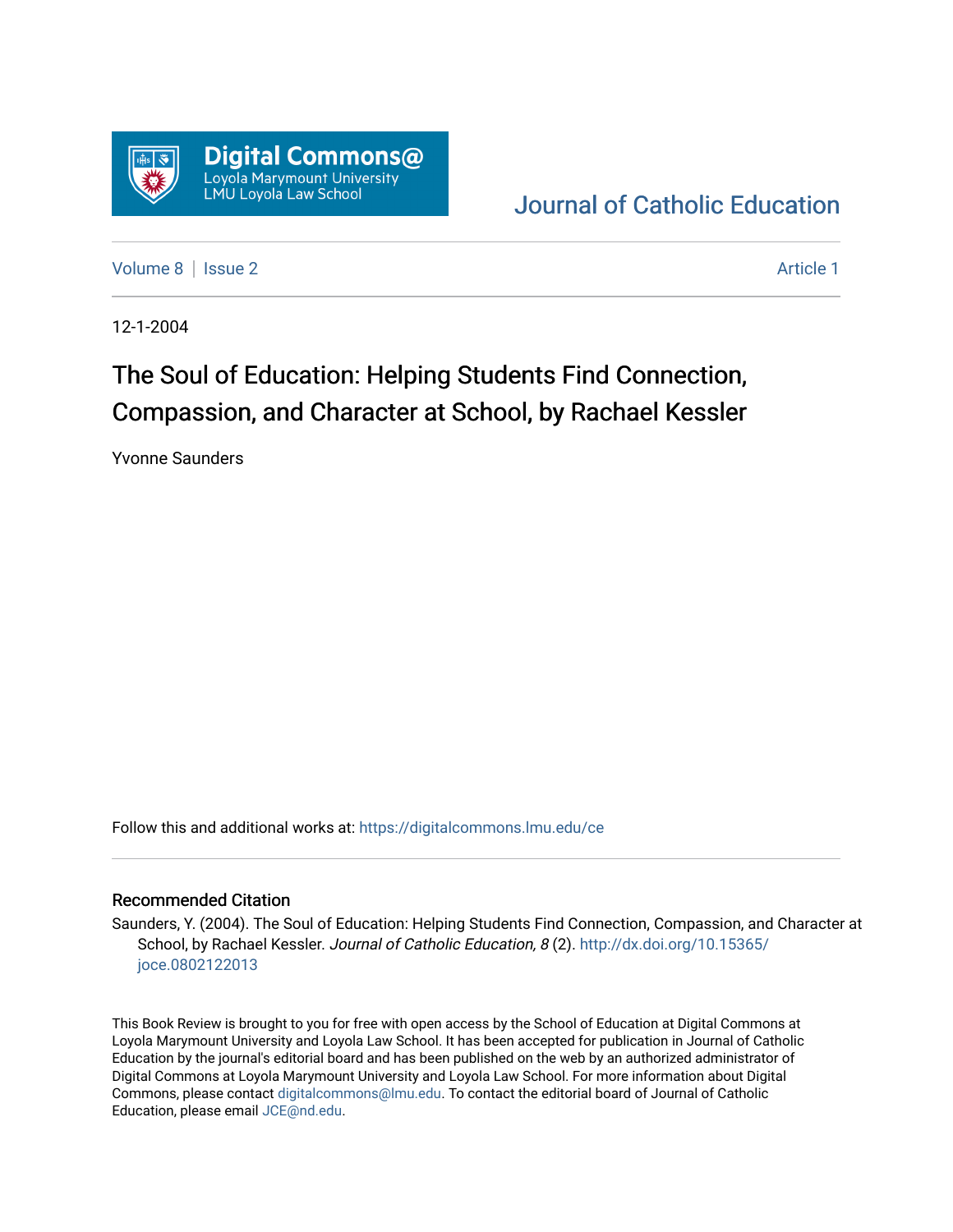Digital Commons@
Loyola Marymount University
LMU Loyola Law School

Journal of Catholic Education

Volume 8 | Issue 2 | Article 1

12-1-2004

# The Soul of Education: Helping Students Find Connection, Compassion, and Character at School, by Rachael Kessler

Yvonne Saunders

Follow this and additional works at: https://digitalcommons.lmu.edu/ce

## Recommended Citation

Saunders, Y. (2004). The Soul of Education: Helping Students Find Connection, Compassion, and Character at School, by Rachael Kessler. *Journal of Catholic Education, 8* (2). http://dx.doi.org/10.15365/joce.0802122013

This Book Review is brought to you for free with open access by the School of Education at Digital Commons at Loyola Marymount University and Loyola Law School. It has been accepted for publication in Journal of Catholic Education by the journal's editorial board and has been published on the web by an authorized administrator of Digital Commons at Loyola Marymount University and Loyola Law School. For more information about Digital Commons, please contact digitalcommons@lmu.edu. To contact the editorial board of Journal of Catholic Education, please email JCE@nd.edu.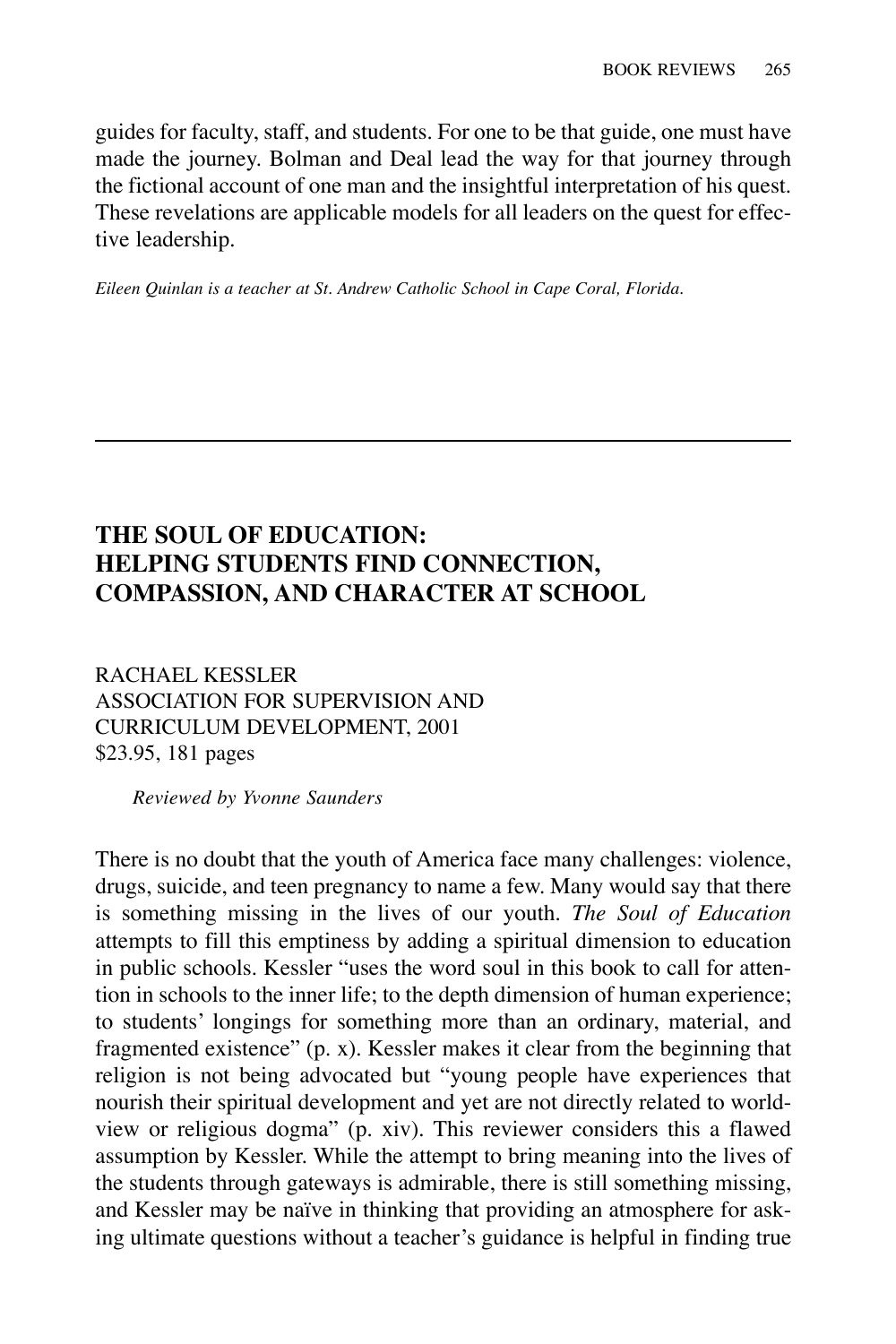guides for faculty, staff, and students. For one to be that guide, one must have made the journey. Bolman and Deal lead the way for that journey through the fictional account of one man and the insightful interpretation of his quest. These revelations are applicable models for all leaders on the quest for effective leadership.

*Eileen Quinlan is a teacher at St. Andrew Catholic School in Cape Coral, Florida.*

---

## THE SOUL OF EDUCATION: HELPING STUDENTS FIND CONNECTION, COMPASSION, AND CHARACTER AT SCHOOL

RACHAEL KESSLER
ASSOCIATION FOR SUPERVISION AND CURRICULUM DEVELOPMENT, 2001
$23.95, 181 pages

*Reviewed by Yvonne Saunders*

There is no doubt that the youth of America face many challenges: violence, drugs, suicide, and teen pregnancy to name a few. Many would say that there is something missing in the lives of our youth. *The Soul of Education* attempts to fill this emptiness by adding a spiritual dimension to education in public schools. Kessler "uses the word soul in this book to call for attention in schools to the inner life; to the depth dimension of human experience; to students' longings for something more than an ordinary, material, and fragmented existence" (p. x). Kessler makes it clear from the beginning that religion is not being advocated but "young people have experiences that nourish their spiritual development and yet are not directly related to worldview or religious dogma" (p. xiv). This reviewer considers this a flawed assumption by Kessler. While the attempt to bring meaning into the lives of the students through gateways is admirable, there is still something missing, and Kessler may be naïve in thinking that providing an atmosphere for asking ultimate questions without a teacher's guidance is helpful in finding true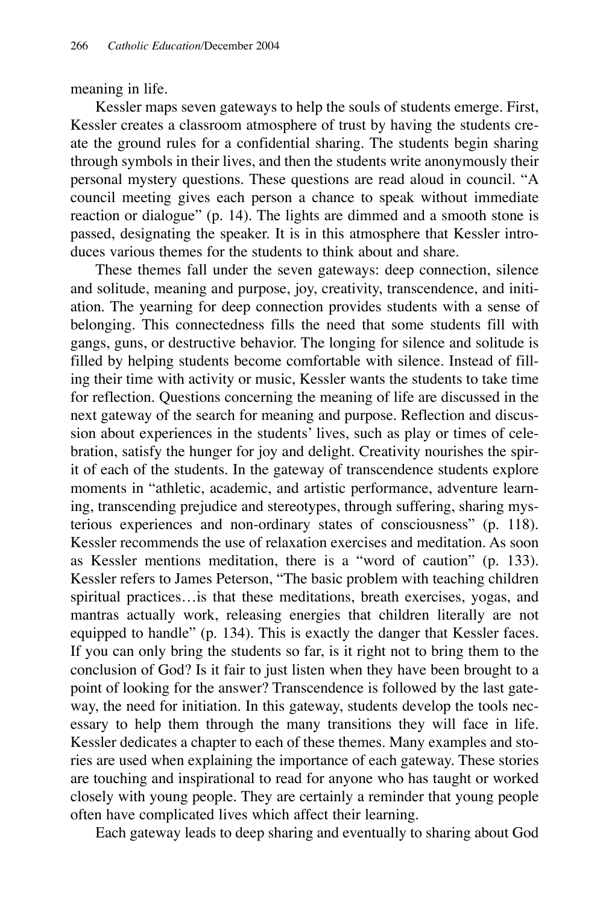meaning in life.

Kessler maps seven gateways to help the souls of students emerge. First, Kessler creates a classroom atmosphere of trust by having the students create the ground rules for a confidential sharing. The students begin sharing through symbols in their lives, and then the students write anonymously their personal mystery questions. These questions are read aloud in council. "A council meeting gives each person a chance to speak without immediate reaction or dialogue" (p. 14). The lights are dimmed and a smooth stone is passed, designating the speaker. It is in this atmosphere that Kessler introduces various themes for the students to think about and share.

These themes fall under the seven gateways: deep connection, silence and solitude, meaning and purpose, joy, creativity, transcendence, and initiation. The yearning for deep connection provides students with a sense of belonging. This connectedness fills the need that some students fill with gangs, guns, or destructive behavior. The longing for silence and solitude is filled by helping students become comfortable with silence. Instead of filling their time with activity or music, Kessler wants the students to take time for reflection. Questions concerning the meaning of life are discussed in the next gateway of the search for meaning and purpose. Reflection and discussion about experiences in the students' lives, such as play or times of celebration, satisfy the hunger for joy and delight. Creativity nourishes the spirit of each of the students. In the gateway of transcendence students explore moments in "athletic, academic, and artistic performance, adventure learning, transcending prejudice and stereotypes, through suffering, sharing mysterious experiences and non-ordinary states of consciousness" (p. 118). Kessler recommends the use of relaxation exercises and meditation. As soon as Kessler mentions meditation, there is a "word of caution" (p. 133). Kessler refers to James Peterson, "The basic problem with teaching children spiritual practices…is that these meditations, breath exercises, yogas, and mantras actually work, releasing energies that children literally are not equipped to handle" (p. 134). This is exactly the danger that Kessler faces. If you can only bring the students so far, is it right not to bring them to the conclusion of God? Is it fair to just listen when they have been brought to a point of looking for the answer? Transcendence is followed by the last gateway, the need for initiation. In this gateway, students develop the tools necessary to help them through the many transitions they will face in life. Kessler dedicates a chapter to each of these themes. Many examples and stories are used when explaining the importance of each gateway. These stories are touching and inspirational to read for anyone who has taught or worked closely with young people. They are certainly a reminder that young people often have complicated lives which affect their learning.

Each gateway leads to deep sharing and eventually to sharing about God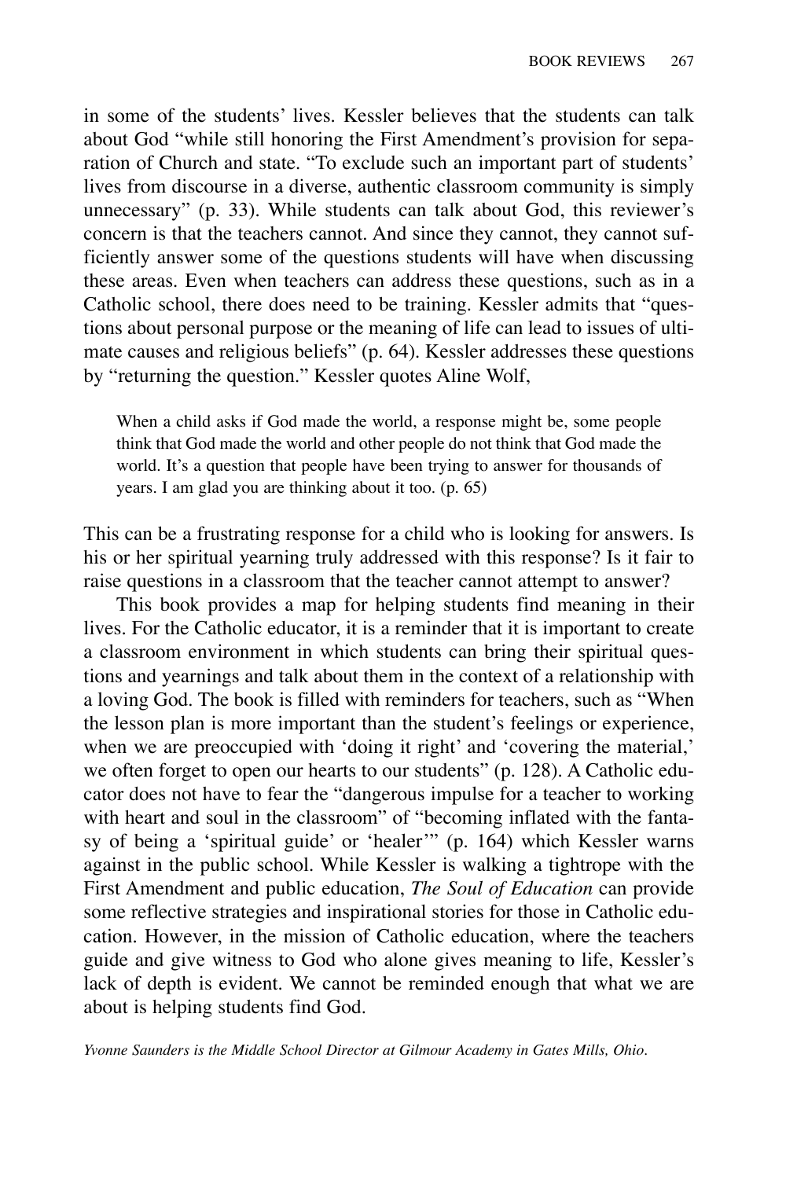in some of the students' lives. Kessler believes that the students can talk about God "while still honoring the First Amendment's provision for separation of Church and state. "To exclude such an important part of students' lives from discourse in a diverse, authentic classroom community is simply unnecessary" (p. 33). While students can talk about God, this reviewer's concern is that the teachers cannot. And since they cannot, they cannot sufficiently answer some of the questions students will have when discussing these areas. Even when teachers can address these questions, such as in a Catholic school, there does need to be training. Kessler admits that "questions about personal purpose or the meaning of life can lead to issues of ultimate causes and religious beliefs" (p. 64). Kessler addresses these questions by "returning the question." Kessler quotes Aline Wolf,

> When a child asks if God made the world, a response might be, some people think that God made the world and other people do not think that God made the world. It's a question that people have been trying to answer for thousands of years. I am glad you are thinking about it too. (p. 65)

This can be a frustrating response for a child who is looking for answers. Is his or her spiritual yearning truly addressed with this response? Is it fair to raise questions in a classroom that the teacher cannot attempt to answer?

This book provides a map for helping students find meaning in their lives. For the Catholic educator, it is a reminder that it is important to create a classroom environment in which students can bring their spiritual questions and yearnings and talk about them in the context of a relationship with a loving God. The book is filled with reminders for teachers, such as "When the lesson plan is more important than the student's feelings or experience, when we are preoccupied with 'doing it right' and 'covering the material,' we often forget to open our hearts to our students" (p. 128). A Catholic educator does not have to fear the "dangerous impulse for a teacher to working with heart and soul in the classroom" of "becoming inflated with the fantasy of being a 'spiritual guide' or 'healer'" (p. 164) which Kessler warns against in the public school. While Kessler is walking a tightrope with the First Amendment and public education, *The Soul of Education* can provide some reflective strategies and inspirational stories for those in Catholic education. However, in the mission of Catholic education, where the teachers guide and give witness to God who alone gives meaning to life, Kessler's lack of depth is evident. We cannot be reminded enough that what we are about is helping students find God.

*Yvonne Saunders is the Middle School Director at Gilmour Academy in Gates Mills, Ohio.*